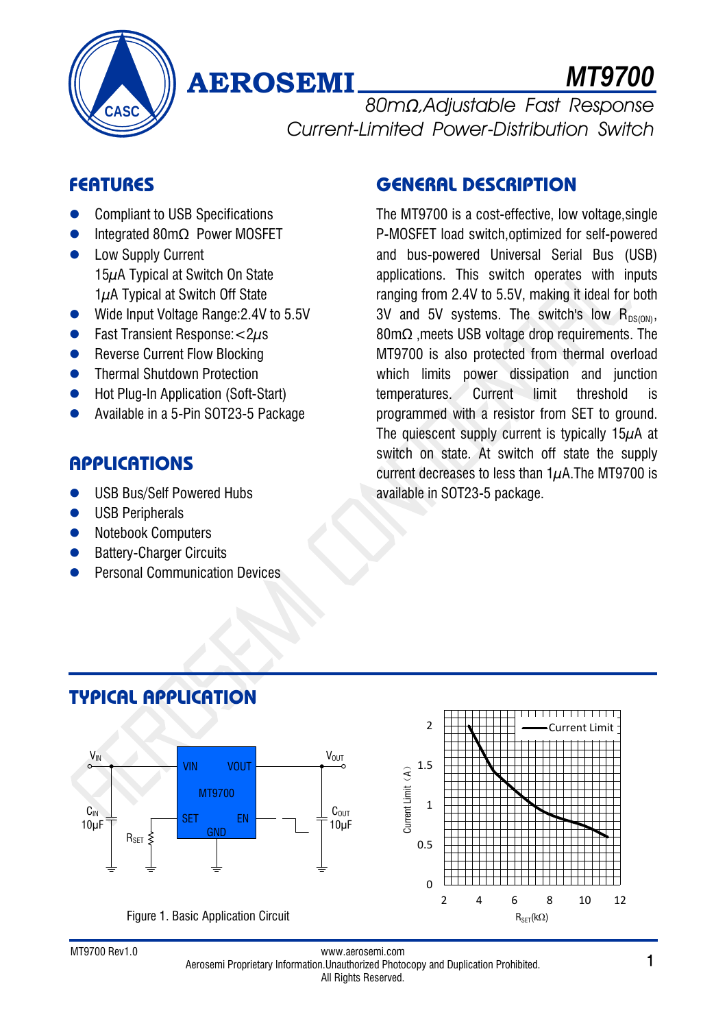# AEROSEMI MT9700

## 80mΩ,Adjustable Fast Response Current-Limited Power-Distribution Switch

## FEATURES

- Compliant to USB Specifications
- Integrated 80mΩ Power MOSFET
- Low Supply Current
  15μA Typical at Switch On State
  1μA Typical at Switch Off State
- Wide Input Voltage Range:2.4V to 5.5V
- Fast Transient Response:<2μs
- Reverse Current Flow Blocking
- Thermal Shutdown Protection
- Hot Plug-In Application (Soft-Start)
- Available in a 5-Pin SOT23-5 Package

## APPLICATIONS

- USB Bus/Self Powered Hubs
- USB Peripherals
- Notebook Computers
- Battery-Charger Circuits
- Personal Communication Devices

## GENERAL DESCRIPTION

The MT9700 is a cost-effective, low voltage,single P-MOSFET load switch,optimized for self-powered and bus-powered Universal Serial Bus (USB) applications. This switch operates with inputs ranging from 2.4V to 5.5V, making it ideal for both 3V and 5V systems. The switch's low $R_{DS(ON)}$, 80mΩ ,meets USB voltage drop requirements. The MT9700 is also protected from thermal overload which limits power dissipation and junction temperatures. Current limit threshold is programmed with a resistor from SET to ground. The quiescent supply current is typically 15μA at switch on state. At switch off state the supply current decreases to less than 1μA.The MT9700 is available in SOT23-5 package.

## TYPICAL APPLICATION

Figure 1. Basic Application Circuit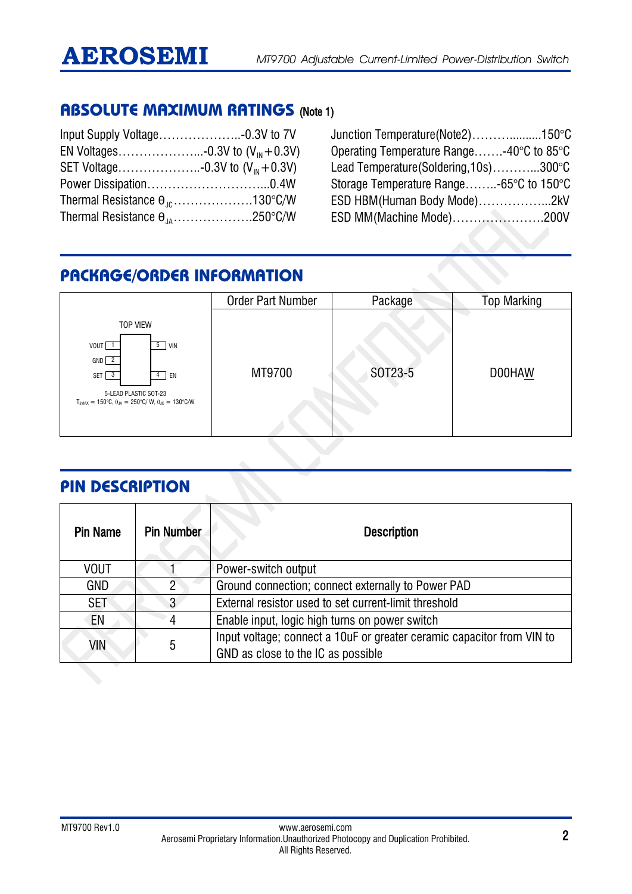## ABSOLUTE MAXIMUM RATINGS (Note 1)

Input Supply Voltage………………..-0.3V to 7V
EN Voltages………………...-0.3V to ($V_{IN}$+0.3V)
SET Voltage………………..-0.3V to ($V_{IN}$+0.3V)
Power Dissipation………………………...0.4W
Thermal Resistance $\theta_{JC}$……………….130°C/W
Thermal Resistance $\theta_{JA}$……………….250°C/W

Junction Temperature(Note2)………..........150°C
Operating Temperature Range…….-40°C to 85°C
Lead Temperature(Soldering,10s)………...300°C
Storage Temperature Range……..-65°C to 150°C
ESD HBM(Human Body Mode)……………...2kV
ESD MM(Machine Mode)………………….200V

## PACKAGE/ORDER INFORMATION

| | Order Part Number | Package | Top Marking |
|---|---|---|---|
| TOP VIEW<br>VOUT 1 / GND 2 / SET 3 — 5 VIN / 4 EN<br>5-LEAD PLASTIC SOT-23<br>$T_{JMAX}$ = 150°C, $\theta_{JA}$ = 250°C/ W, $\theta_{JC}$ = 130°C/W | MT9700 | SOT23-5 | D00HAW |

## PIN DESCRIPTION

| Pin Name | Pin Number | Description |
|---|---|---|
| VOUT | 1 | Power-switch output |
| GND | 2 | Ground connection; connect externally to Power PAD |
| SET | 3 | External resistor used to set current-limit threshold |
| EN | 4 | Enable input, logic high turns on power switch |
| VIN | 5 | Input voltage; connect a 10uF or greater ceramic capacitor from VIN to GND as close to the IC as possible |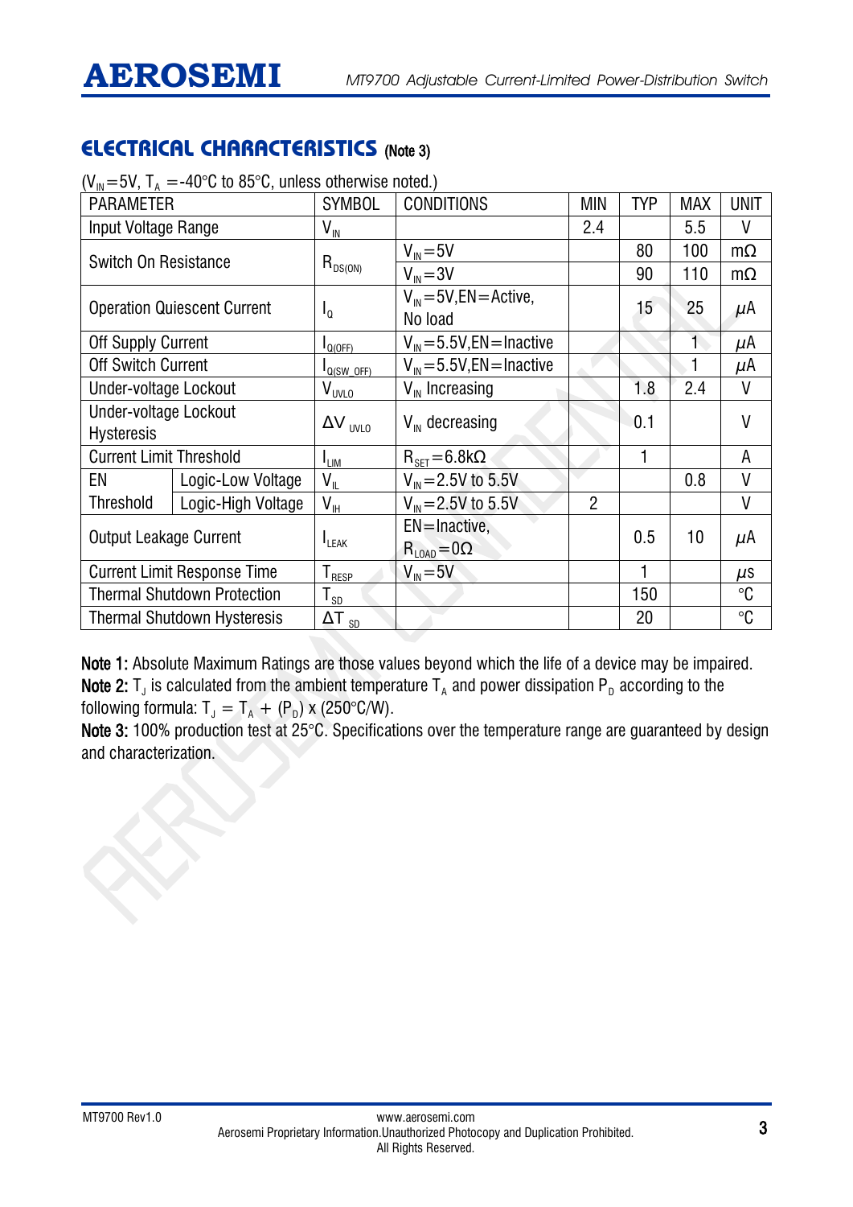## ELECTRICAL CHARACTERISTICS (Note 3)

($V_{IN}$=5V, $T_A$ =-40°C to 85°C, unless otherwise noted.)

| PARAMETER | | SYMBOL | CONDITIONS | MIN | TYP | MAX | UNIT |
|---|---|---|---|---|---|---|---|
| Input Voltage Range | | $V_{IN}$ | | 2.4 | | 5.5 | V |
| Switch On Resistance | | $R_{DS(ON)}$ | $V_{IN}$=5V | | 80 | 100 | mΩ |
| | | | $V_{IN}$=3V | | 90 | 110 | mΩ |
| Operation Quiescent Current | | $I_Q$ | $V_{IN}$=5V,EN=Active, No load | | 15 | 25 | μA |
| Off Supply Current | | $I_{Q(OFF)}$ | $V_{IN}$=5.5V,EN=Inactive | | | 1 | μA |
| Off Switch Current | | $I_{Q(SW\_OFF)}$ | $V_{IN}$=5.5V,EN=Inactive | | | 1 | μA |
| Under-voltage Lockout | | $V_{UVLO}$ | $V_{IN}$ Increasing | | 1.8 | 2.4 | V |
| Under-voltage Lockout Hysteresis | | $\Delta V_{UVLO}$ | $V_{IN}$ decreasing | | 0.1 | | V |
| Current Limit Threshold | | $I_{LIM}$ | $R_{SET}$=6.8kΩ | | 1 | | A |
| EN Threshold | Logic-Low Voltage | $V_{IL}$ | $V_{IN}$=2.5V to 5.5V | | | 0.8 | V |
| | Logic-High Voltage | $V_{IH}$ | $V_{IN}$=2.5V to 5.5V | 2 | | | V |
| Output Leakage Current | | $I_{LEAK}$ | EN=Inactive, $R_{LOAD}$=0Ω | | 0.5 | 10 | μA |
| Current Limit Response Time | | $T_{RESP}$ | $V_{IN}$=5V | | 1 | | μs |
| Thermal Shutdown Protection | | $T_{SD}$ | | | 150 | | ℃ |
| Thermal Shutdown Hysteresis | | $\Delta T_{SD}$ | | | 20 | | ℃ |

**Note 1:** Absolute Maximum Ratings are those values beyond which the life of a device may be impaired.

**Note 2:** $T_J$ is calculated from the ambient temperature $T_A$ and power dissipation $P_D$ according to the following formula: $T_J = T_A + (P_D)$ x (250°C/W).

**Note 3:** 100% production test at 25°C. Specifications over the temperature range are guaranteed by design and characterization.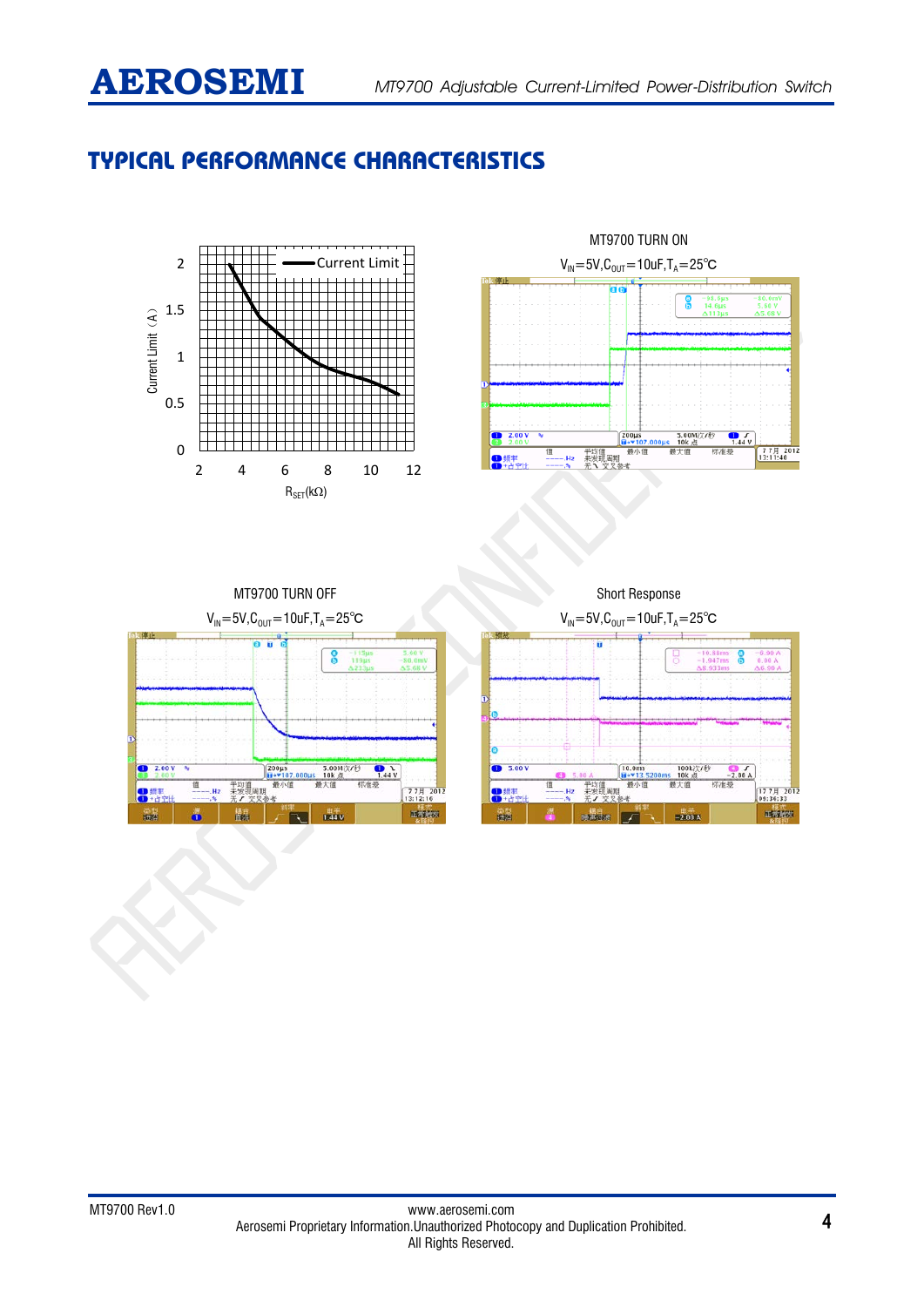# TYPICAL PERFORMANCE CHARACTERISTICS

Current Limit (A) vs $R_{SET}$(kΩ) — Current Limit

MT9700 TURN ON

$V_{IN}$=5V,$C_{OUT}$=10uF,$T_A$=25℃

MT9700 TURN OFF

$V_{IN}$=5V,$C_{OUT}$=10uF,$T_A$=25℃

Short Response

$V_{IN}$=5V,$C_{OUT}$=10uF,$T_A$=25℃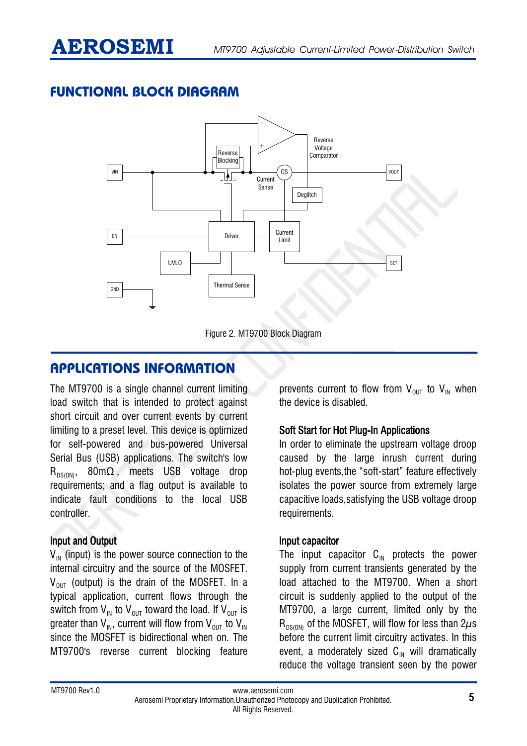## FUNCTIONAL BLOCK DIAGRAM

Figure 2. MT9700 Block Diagram

## APPLICATIONS INFORMATION

The MT9700 is a single channel current limiting load switch that is intended to protect against short circuit and over current events by current limiting to a preset level. This device is optimized for self-powered and bus-powered Universal Serial Bus (USB) applications. The switch's low $R_{DS(ON)}$, 80mΩ, meets USB voltage drop requirements; and a flag output is available to indicate fault conditions to the local USB controller.

### Input and Output

$V_{IN}$ (input) is the power source connection to the internal circuitry and the source of the MOSFET. $V_{OUT}$ (output) is the drain of the MOSFET. In a typical application, current flows through the switch from $V_{IN}$ to $V_{OUT}$ toward the load. If $V_{OUT}$ is greater than $V_{IN}$, current will flow from $V_{OUT}$ to $V_{IN}$ since the MOSFET is bidirectional when on. The MT9700's reverse current blocking feature prevents current to flow from $V_{OUT}$ to $V_{IN}$ when the device is disabled.

### Soft Start for Hot Plug-In Applications

In order to eliminate the upstream voltage droop caused by the large inrush current during hot-plug events,the "soft-start" feature effectively isolates the power source from extremely large capacitive loads,satisfying the USB voltage droop requirements.

### Input capacitor

The input capacitor $C_{IN}$ protects the power supply from current transients generated by the load attached to the MT9700. When a short circuit is suddenly applied to the output of the MT9700, a large current, limited only by the $R_{DS(ON)}$ of the MOSFET, will flow for less than 2$\mu$s before the current limit circuitry activates. In this event, a moderately sized $C_{IN}$ will dramatically reduce the voltage transient seen by the power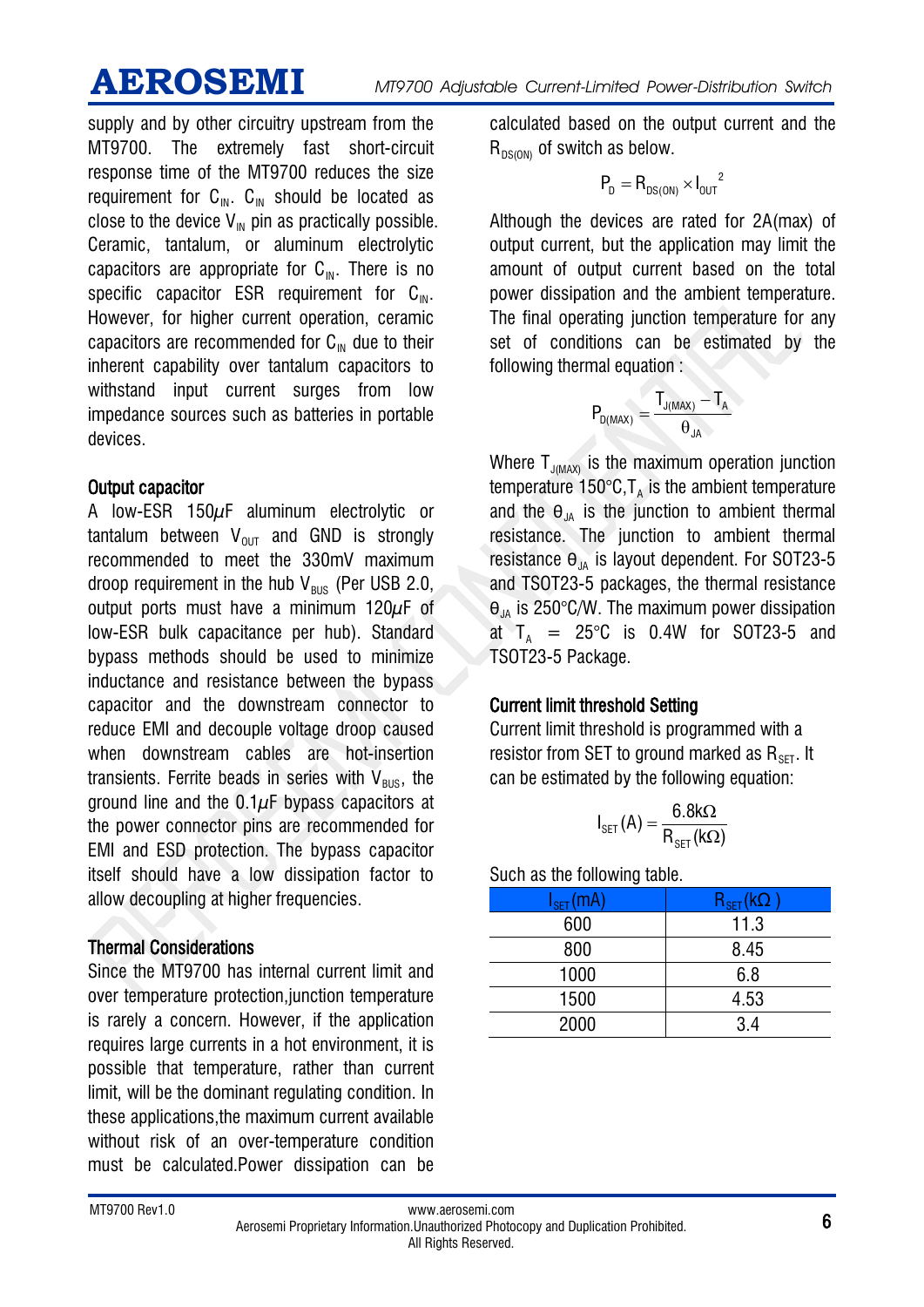supply and by other circuitry upstream from the MT9700. The extremely fast short-circuit response time of the MT9700 reduces the size requirement for $C_{IN}$. $C_{IN}$ should be located as close to the device $V_{IN}$ pin as practically possible. Ceramic, tantalum, or aluminum electrolytic capacitors are appropriate for $C_{IN}$. There is no specific capacitor ESR requirement for $C_{IN}$. However, for higher current operation, ceramic capacitors are recommended for $C_{IN}$ due to their inherent capability over tantalum capacitors to withstand input current surges from low impedance sources such as batteries in portable devices.

### Output capacitor

A low-ESR 150$\mu$F aluminum electrolytic or tantalum between $V_{OUT}$ and GND is strongly recommended to meet the 330mV maximum droop requirement in the hub $V_{BUS}$ (Per USB 2.0, output ports must have a minimum 120$\mu$F of low-ESR bulk capacitance per hub). Standard bypass methods should be used to minimize inductance and resistance between the bypass capacitor and the downstream connector to reduce EMI and decouple voltage droop caused when downstream cables are hot-insertion transients. Ferrite beads in series with $V_{BUS}$, the ground line and the 0.1$\mu$F bypass capacitors at the power connector pins are recommended for EMI and ESD protection. The bypass capacitor itself should have a low dissipation factor to allow decoupling at higher frequencies.

### Thermal Considerations

Since the MT9700 has internal current limit and over temperature protection,junction temperature is rarely a concern. However, if the application requires large currents in a hot environment, it is possible that temperature, rather than current limit, will be the dominant regulating condition. In these applications,the maximum current available without risk of an over-temperature condition must be calculated.Power dissipation can be calculated based on the output current and the $R_{DS(ON)}$ of switch as below.

$$P_D = R_{DS(ON)} \times I_{OUT}^{\ 2}$$

Although the devices are rated for 2A(max) of output current, but the application may limit the amount of output current based on the total power dissipation and the ambient temperature. The final operating junction temperature for any set of conditions can be estimated by the following thermal equation :

$$P_{D(MAX)} = \frac{T_{J(MAX)} - T_A}{\theta_{JA}}$$

Where $T_{J(MAX)}$ is the maximum operation junction temperature 150°C,$T_A$ is the ambient temperature and the $\theta_{JA}$ is the junction to ambient thermal resistance. The junction to ambient thermal resistance $\theta_{JA}$ is layout dependent. For SOT23-5 and TSOT23-5 packages, the thermal resistance $\theta_{JA}$ is 250°C/W. The maximum power dissipation at $T_A$ = 25°C is 0.4W for SOT23-5 and TSOT23-5 Package.

### Current limit threshold Setting

Current limit threshold is programmed with a resistor from SET to ground marked as $R_{SET}$. It can be estimated by the following equation:

$$I_{SET}(A) = \frac{6.8\text{k}\Omega}{R_{SET}(\text{k}\Omega)}$$

Such as the following table.

| $I_{SET}$ (mA) | $R_{SET}$ (kΩ ) |
|---|---|
| 600 | 11.3 |
| 800 | 8.45 |
| 1000 | 6.8 |
| 1500 | 4.53 |
| 2000 | 3.4 |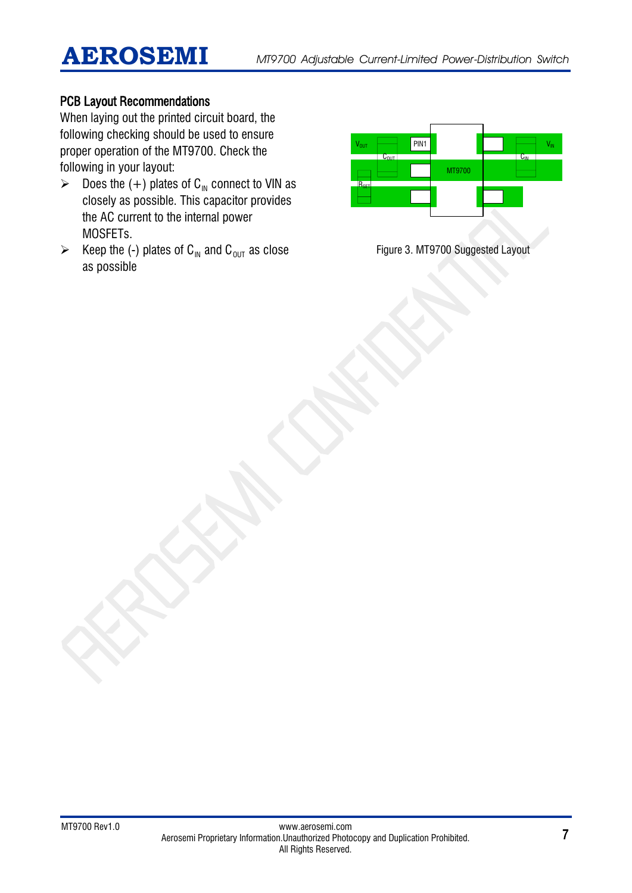## PCB Layout Recommendations

When laying out the printed circuit board, the following checking should be used to ensure proper operation of the MT9700. Check the following in your layout:

- Does the (+) plates of $C_{IN}$ connect to VIN as closely as possible. This capacitor provides the AC current to the internal power MOSFETs.
- Keep the (-) plates of $C_{IN}$ and $C_{OUT}$ as close as possible

Figure 3. MT9700 Suggested Layout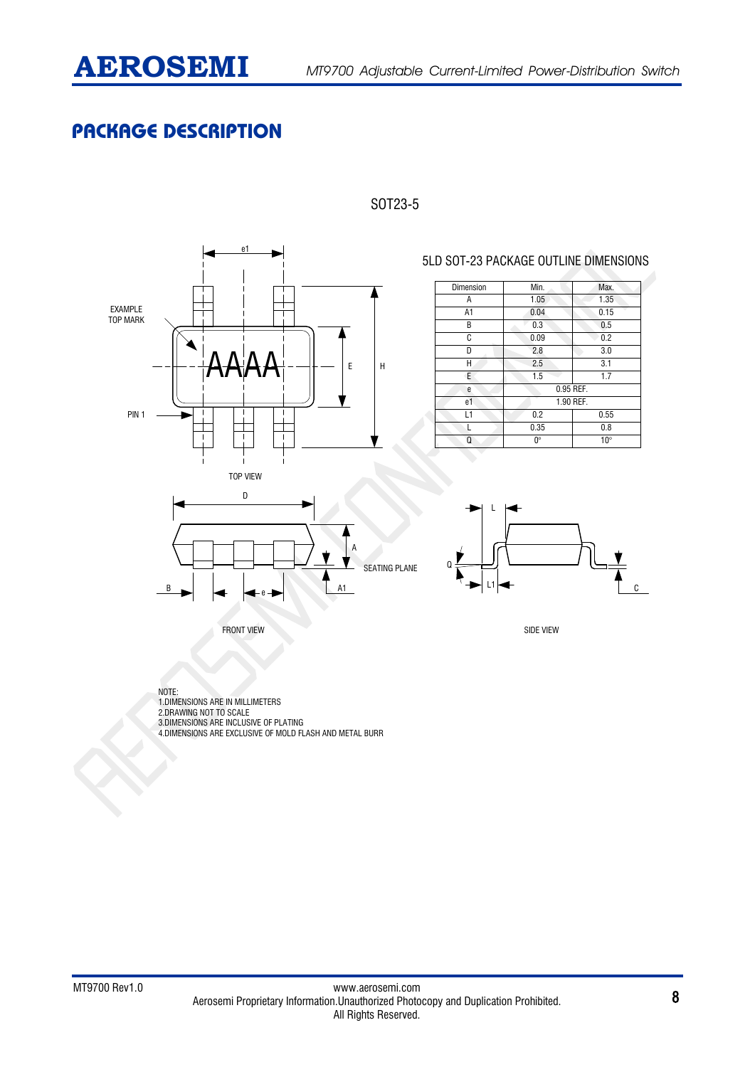## PACKAGE DESCRIPTION

SOT23-5

5LD SOT-23 PACKAGE OUTLINE DIMENSIONS

| Dimension | Min. | Max. |
|---|---|---|
| A | 1.05 | 1.35 |
| A1 | 0.04 | 0.15 |
| B | 0.3 | 0.5 |
| C | 0.09 | 0.2 |
| D | 2.8 | 3.0 |
| H | 2.5 | 3.1 |
| E | 1.5 | 1.7 |
| e | 0.95 REF. | |
| e1 | 1.90 REF. | |
| L1 | 0.2 | 0.55 |
| L | 0.35 | 0.8 |
| Q | 0° | 10° |

EXAMPLE TOP MARK

AAAA

PIN 1

TOP VIEW

FRONT VIEW

SEATING PLANE

SIDE VIEW

NOTE:
1.DIMENSIONS ARE IN MILLIMETERS
2.DRAWING NOT TO SCALE
3.DIMENSIONS ARE INCLUSIVE OF PLATING
4.DIMENSIONS ARE EXCLUSIVE OF MOLD FLASH AND METAL BURR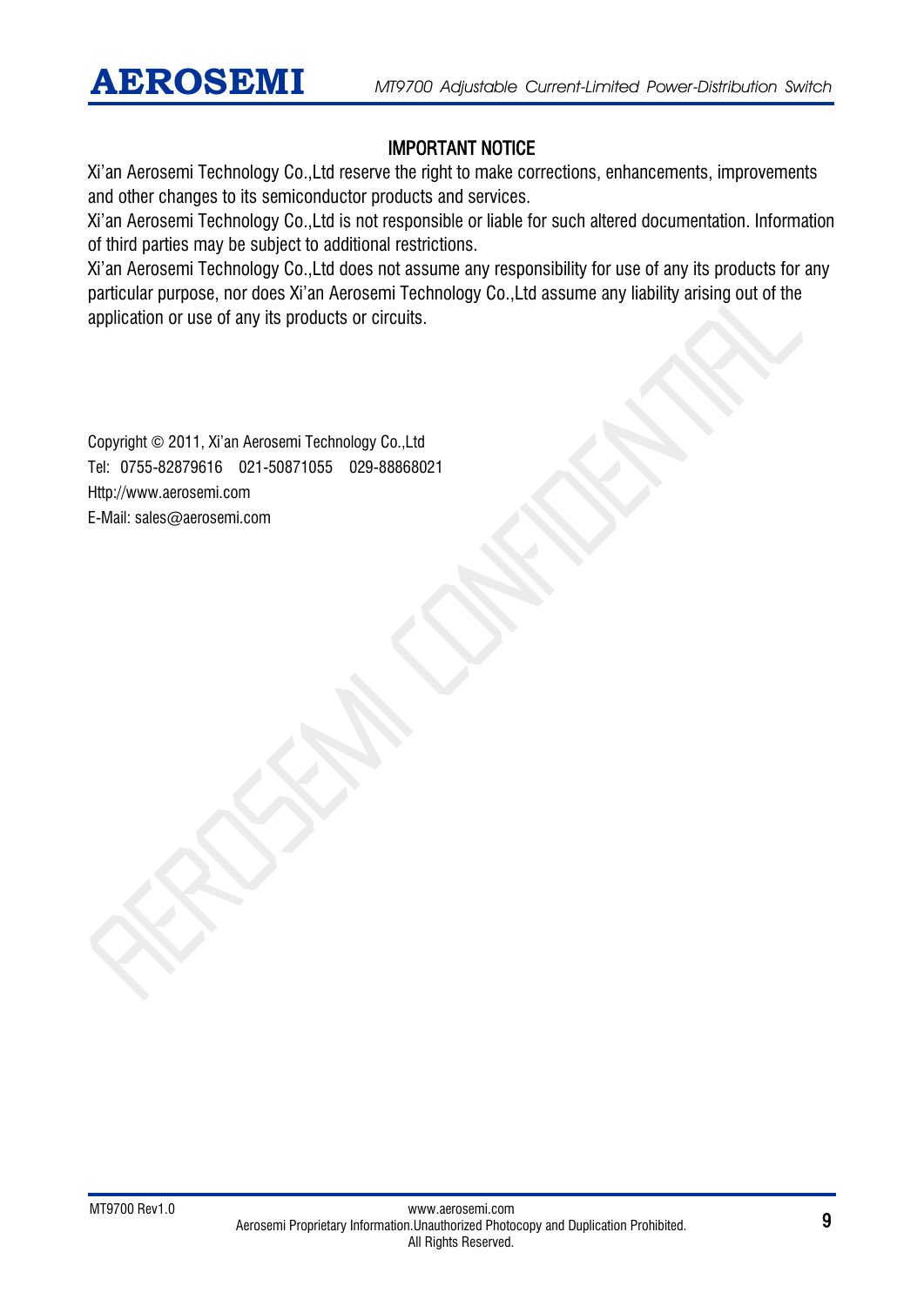## IMPORTANT NOTICE

Xi'an Aerosemi Technology Co.,Ltd reserve the right to make corrections, enhancements, improvements and other changes to its semiconductor products and services.

Xi'an Aerosemi Technology Co.,Ltd is not responsible or liable for such altered documentation. Information of third parties may be subject to additional restrictions.

Xi'an Aerosemi Technology Co.,Ltd does not assume any responsibility for use of any its products for any particular purpose, nor does Xi'an Aerosemi Technology Co.,Ltd assume any liability arising out of the application or use of any its products or circuits.

Copyright © 2011, Xi'an Aerosemi Technology Co.,Ltd
Tel: 0755-82879616 021-50871055 029-88868021
Http://www.aerosemi.com
E-Mail: sales@aerosemi.com